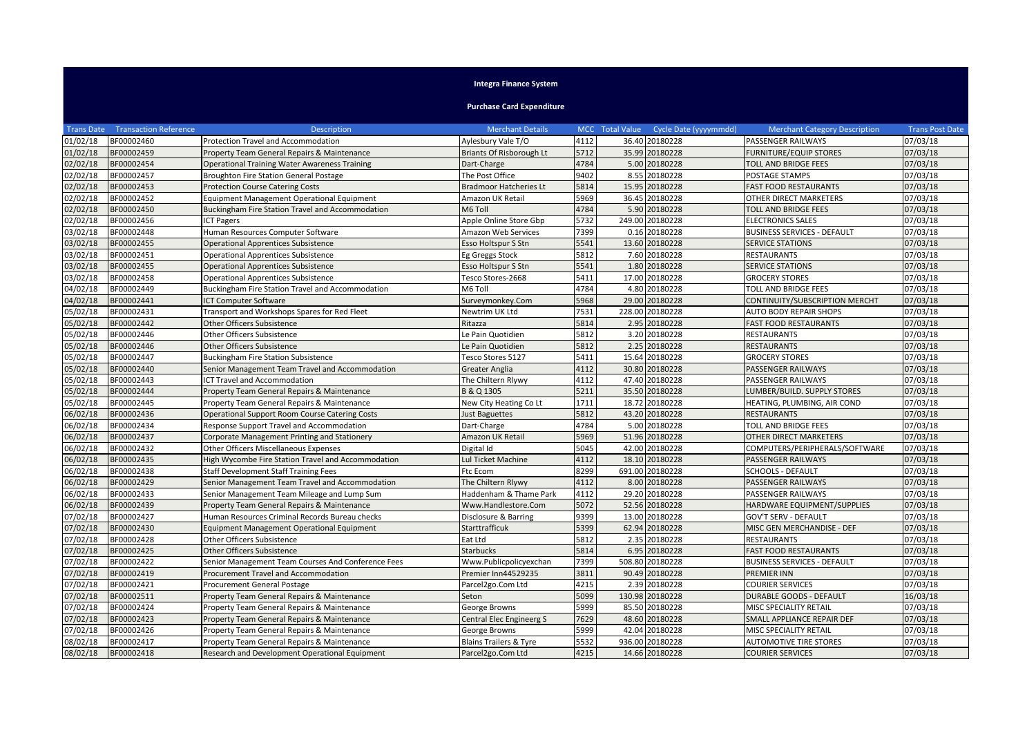**Integra Finance System**

**Purchase Card Expenditure**

| Trans Date | Transaction Reference | Description | Merchant Details | MCC | Total Value | Cycle Date (yyyymmdd) | Merchant Category Description | Trans Post Date |
|---|---|---|---|---|---|---|---|---|
| 01/02/18 | BF00002460 | Protection Travel and Accommodation | Aylesbury Vale T/O | 4112 | 36.40 | 20180228 | PASSENGER RAILWAYS | 07/03/18 |
| 01/02/18 | BF00002459 | Property Team General Repairs & Maintenance | Briants Of Risborough Lt | 5712 | 35.99 | 20180228 | FURNITURE/EQUIP STORES | 07/03/18 |
| 02/02/18 | BF00002454 | Operational Training Water Awareness Training | Dart-Charge | 4784 | 5.00 | 20180228 | TOLL AND BRIDGE FEES | 07/03/18 |
| 02/02/18 | BF00002457 | Broughton Fire Station General Postage | The Post Office | 9402 | 8.55 | 20180228 | POSTAGE STAMPS | 07/03/18 |
| 02/02/18 | BF00002453 | Protection Course Catering Costs | Bradmoor Hatcheries Lt | 5814 | 15.95 | 20180228 | FAST FOOD RESTAURANTS | 07/03/18 |
| 02/02/18 | BF00002452 | Equipment Management Operational Equipment | Amazon UK Retail | 5969 | 36.45 | 20180228 | OTHER DIRECT MARKETERS | 07/03/18 |
| 02/02/18 | BF00002450 | Buckingham Fire Station Travel and Accommodation | M6 Toll | 4784 | 5.90 | 20180228 | TOLL AND BRIDGE FEES | 07/03/18 |
| 02/02/18 | BF00002456 | ICT Pagers | Apple Online Store Gbp | 5732 | 249.00 | 20180228 | ELECTRONICS SALES | 07/03/18 |
| 03/02/18 | BF00002448 | Human Resources Computer Software | Amazon Web Services | 7399 | 0.16 | 20180228 | BUSINESS SERVICES - DEFAULT | 07/03/18 |
| 03/02/18 | BF00002455 | Operational Apprentices Subsistence | Esso Holtspur S Stn | 5541 | 13.60 | 20180228 | SERVICE STATIONS | 07/03/18 |
| 03/02/18 | BF00002451 | Operational Apprentices Subsistence | Eg Greggs Stock | 5812 | 7.60 | 20180228 | RESTAURANTS | 07/03/18 |
| 03/02/18 | BF00002455 | Operational Apprentices Subsistence | Esso Holtspur S Stn | 5541 | 1.80 | 20180228 | SERVICE STATIONS | 07/03/18 |
| 03/02/18 | BF00002458 | Operational Apprentices Subsistence | Tesco Stores-2668 | 5411 | 17.00 | 20180228 | GROCERY STORES | 07/03/18 |
| 04/02/18 | BF00002449 | Buckingham Fire Station Travel and Accommodation | M6 Toll | 4784 | 4.80 | 20180228 | TOLL AND BRIDGE FEES | 07/03/18 |
| 04/02/18 | BF00002441 | ICT Computer Software | Surveymonkey.Com | 5968 | 29.00 | 20180228 | CONTINUITY/SUBSCRIPTION MERCHT | 07/03/18 |
| 05/02/18 | BF00002431 | Transport and Workshops Spares for Red Fleet | Newtrim UK Ltd | 7531 | 228.00 | 20180228 | AUTO BODY REPAIR SHOPS | 07/03/18 |
| 05/02/18 | BF00002442 | Other Officers Subsistence | Ritazza | 5814 | 2.95 | 20180228 | FAST FOOD RESTAURANTS | 07/03/18 |
| 05/02/18 | BF00002446 | Other Officers Subsistence | Le Pain Quotidien | 5812 | 3.20 | 20180228 | RESTAURANTS | 07/03/18 |
| 05/02/18 | BF00002446 | Other Officers Subsistence | Le Pain Quotidien | 5812 | 2.25 | 20180228 | RESTAURANTS | 07/03/18 |
| 05/02/18 | BF00002447 | Buckingham Fire Station Subsistence | Tesco Stores 5127 | 5411 | 15.64 | 20180228 | GROCERY STORES | 07/03/18 |
| 05/02/18 | BF00002440 | Senior Management Team Travel and Accommodation | Greater Anglia | 4112 | 30.80 | 20180228 | PASSENGER RAILWAYS | 07/03/18 |
| 05/02/18 | BF00002443 | ICT Travel and Accommodation | The Chiltern Rlywy | 4112 | 47.40 | 20180228 | PASSENGER RAILWAYS | 07/03/18 |
| 05/02/18 | BF00002444 | Property Team General Repairs & Maintenance | B & Q 1305 | 5211 | 35.50 | 20180228 | LUMBER/BUILD. SUPPLY STORES | 07/03/18 |
| 05/02/18 | BF00002445 | Property Team General Repairs & Maintenance | New City Heating Co Lt | 1711 | 18.72 | 20180228 | HEATING, PLUMBING, AIR COND | 07/03/18 |
| 06/02/18 | BF00002436 | Operational Support Room Course Catering Costs | Just Baguettes | 5812 | 43.20 | 20180228 | RESTAURANTS | 07/03/18 |
| 06/02/18 | BF00002434 | Response Support Travel and Accommodation | Dart-Charge | 4784 | 5.00 | 20180228 | TOLL AND BRIDGE FEES | 07/03/18 |
| 06/02/18 | BF00002437 | Corporate Management Printing and Stationery | Amazon UK Retail | 5969 | 51.96 | 20180228 | OTHER DIRECT MARKETERS | 07/03/18 |
| 06/02/18 | BF00002432 | Other Officers Miscellaneous Expenses | Digital Id | 5045 | 42.00 | 20180228 | COMPUTERS/PERIPHERALS/SOFTWARE | 07/03/18 |
| 06/02/18 | BF00002435 | High Wycombe Fire Station Travel and Accommodation | Lul Ticket Machine | 4112 | 18.10 | 20180228 | PASSENGER RAILWAYS | 07/03/18 |
| 06/02/18 | BF00002438 | Staff Development Staff Training Fees | Ftc Ecom | 8299 | 691.00 | 20180228 | SCHOOLS - DEFAULT | 07/03/18 |
| 06/02/18 | BF00002429 | Senior Management Team Travel and Accommodation | The Chiltern Rlywy | 4112 | 8.00 | 20180228 | PASSENGER RAILWAYS | 07/03/18 |
| 06/02/18 | BF00002433 | Senior Management Team Mileage and Lump Sum | Haddenham & Thame Park | 4112 | 29.20 | 20180228 | PASSENGER RAILWAYS | 07/03/18 |
| 06/02/18 | BF00002439 | Property Team General Repairs & Maintenance | Www.Handlestore.Com | 5072 | 52.56 | 20180228 | HARDWARE EQUIPMENT/SUPPLIES | 07/03/18 |
| 07/02/18 | BF00002427 | Human Resources Criminal Records Bureau checks | Disclosure & Barring | 9399 | 13.00 | 20180228 | GOV'T SERV - DEFAULT | 07/03/18 |
| 07/02/18 | BF00002430 | Equipment Management Operational Equipment | Starttrafficuk | 5399 | 62.94 | 20180228 | MISC GEN MERCHANDISE - DEF | 07/03/18 |
| 07/02/18 | BF00002428 | Other Officers Subsistence | Eat Ltd | 5812 | 2.35 | 20180228 | RESTAURANTS | 07/03/18 |
| 07/02/18 | BF00002425 | Other Officers Subsistence | Starbucks | 5814 | 6.95 | 20180228 | FAST FOOD RESTAURANTS | 07/03/18 |
| 07/02/18 | BF00002422 | Senior Management Team Courses And Conference Fees | Www.Publicpolicyexchan | 7399 | 508.80 | 20180228 | BUSINESS SERVICES - DEFAULT | 07/03/18 |
| 07/02/18 | BF00002419 | Procurement Travel and Accommodation | Premier Inn44529235 | 3811 | 90.49 | 20180228 | PREMIER INN | 07/03/18 |
| 07/02/18 | BF00002421 | Procurement General Postage | Parcel2go.Com Ltd | 4215 | 2.39 | 20180228 | COURIER SERVICES | 07/03/18 |
| 07/02/18 | BF00002511 | Property Team General Repairs & Maintenance | Seton | 5099 | 130.98 | 20180228 | DURABLE GOODS - DEFAULT | 16/03/18 |
| 07/02/18 | BF00002424 | Property Team General Repairs & Maintenance | George Browns | 5999 | 85.50 | 20180228 | MISC SPECIALITY RETAIL | 07/03/18 |
| 07/02/18 | BF00002423 | Property Team General Repairs & Maintenance | Central Elec Engineerg S | 7629 | 48.60 | 20180228 | SMALL APPLIANCE REPAIR DEF | 07/03/18 |
| 07/02/18 | BF00002426 | Property Team General Repairs & Maintenance | George Browns | 5999 | 42.04 | 20180228 | MISC SPECIALITY RETAIL | 07/03/18 |
| 08/02/18 | BF00002417 | Property Team General Repairs & Maintenance | Blains Trailers & Tyre | 5532 | 936.00 | 20180228 | AUTOMOTIVE TIRE STORES | 07/03/18 |
| 08/02/18 | BF00002418 | Research and Development Operational Equipment | Parcel2go.Com Ltd | 4215 | 14.66 | 20180228 | COURIER SERVICES | 07/03/18 |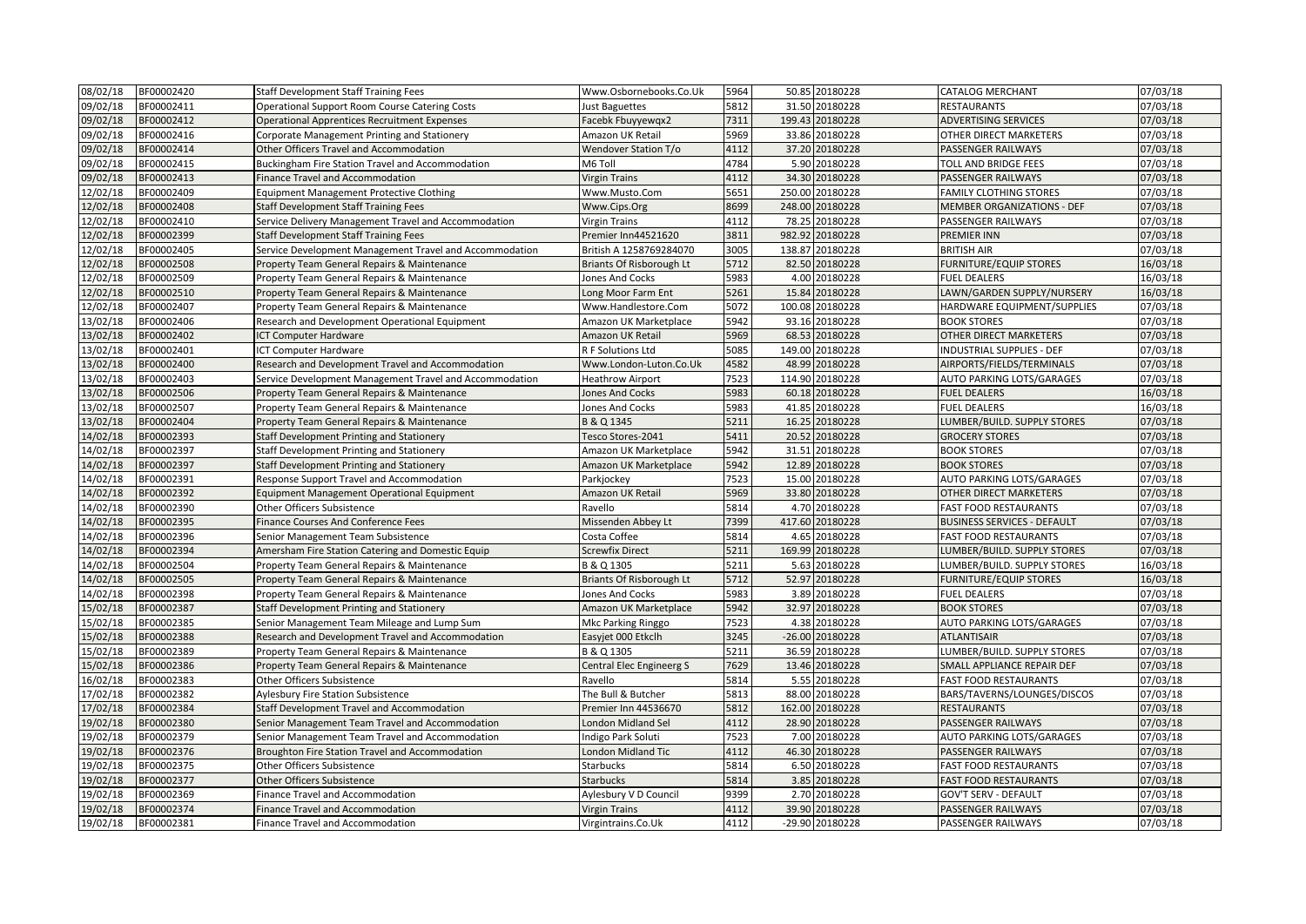| 08/02/18 | BF00002420 | Staff Development Staff Training Fees | Www.Osbornebooks.Co.Uk | 5964 | 50.85 | 20180228 | CATALOG MERCHANT | 07/03/18 |
|---|---|---|---|---|---|---|---|---|
| 09/02/18 | BF00002411 | Operational Support Room Course Catering Costs | Just Baguettes | 5812 | 31.50 | 20180228 | RESTAURANTS | 07/03/18 |
| 09/02/18 | BF00002412 | Operational Apprentices Recruitment Expenses | Facebk Fbuyyewqx2 | 7311 | 199.43 | 20180228 | ADVERTISING SERVICES | 07/03/18 |
| 09/02/18 | BF00002416 | Corporate Management Printing and Stationery | Amazon UK Retail | 5969 | 33.86 | 20180228 | OTHER DIRECT MARKETERS | 07/03/18 |
| 09/02/18 | BF00002414 | Other Officers Travel and Accommodation | Wendover Station T/o | 4112 | 37.20 | 20180228 | PASSENGER RAILWAYS | 07/03/18 |
| 09/02/18 | BF00002415 | Buckingham Fire Station Travel and Accommodation | M6 Toll | 4784 | 5.90 | 20180228 | TOLL AND BRIDGE FEES | 07/03/18 |
| 09/02/18 | BF00002413 | Finance Travel and Accommodation | Virgin Trains | 4112 | 34.30 | 20180228 | PASSENGER RAILWAYS | 07/03/18 |
| 12/02/18 | BF00002409 | Equipment Management Protective Clothing | Www.Musto.Com | 5651 | 250.00 | 20180228 | FAMILY CLOTHING STORES | 07/03/18 |
| 12/02/18 | BF00002408 | Staff Development Staff Training Fees | Www.Cips.Org | 8699 | 248.00 | 20180228 | MEMBER ORGANIZATIONS - DEF | 07/03/18 |
| 12/02/18 | BF00002410 | Service Delivery Management Travel and Accommodation | Virgin Trains | 4112 | 78.25 | 20180228 | PASSENGER RAILWAYS | 07/03/18 |
| 12/02/18 | BF00002399 | Staff Development Staff Training Fees | Premier Inn44521620 | 3811 | 982.92 | 20180228 | PREMIER INN | 07/03/18 |
| 12/02/18 | BF00002405 | Service Development Management Travel and Accommodation | British A 1258769284070 | 3005 | 138.87 | 20180228 | BRITISH AIR | 07/03/18 |
| 12/02/18 | BF00002508 | Property Team General Repairs & Maintenance | Briants Of Risborough Lt | 5712 | 82.50 | 20180228 | FURNITURE/EQUIP STORES | 16/03/18 |
| 12/02/18 | BF00002509 | Property Team General Repairs & Maintenance | Jones And Cocks | 5983 | 4.00 | 20180228 | FUEL DEALERS | 16/03/18 |
| 12/02/18 | BF00002510 | Property Team General Repairs & Maintenance | Long Moor Farm Ent | 5261 | 15.84 | 20180228 | LAWN/GARDEN SUPPLY/NURSERY | 16/03/18 |
| 12/02/18 | BF00002407 | Property Team General Repairs & Maintenance | Www.Handlestore.Com | 5072 | 100.08 | 20180228 | HARDWARE EQUIPMENT/SUPPLIES | 07/03/18 |
| 13/02/18 | BF00002406 | Research and Development Operational Equipment | Amazon UK Marketplace | 5942 | 93.16 | 20180228 | BOOK STORES | 07/03/18 |
| 13/02/18 | BF00002402 | ICT Computer Hardware | Amazon UK Retail | 5969 | 68.53 | 20180228 | OTHER DIRECT MARKETERS | 07/03/18 |
| 13/02/18 | BF00002401 | ICT Computer Hardware | R F Solutions Ltd | 5085 | 149.00 | 20180228 | INDUSTRIAL SUPPLIES - DEF | 07/03/18 |
| 13/02/18 | BF00002400 | Research and Development Travel and Accommodation | Www.London-Luton.Co.Uk | 4582 | 48.99 | 20180228 | AIRPORTS/FIELDS/TERMINALS | 07/03/18 |
| 13/02/18 | BF00002403 | Service Development Management Travel and Accommodation | Heathrow Airport | 7523 | 114.90 | 20180228 | AUTO PARKING LOTS/GARAGES | 07/03/18 |
| 13/02/18 | BF00002506 | Property Team General Repairs & Maintenance | Jones And Cocks | 5983 | 60.18 | 20180228 | FUEL DEALERS | 16/03/18 |
| 13/02/18 | BF00002507 | Property Team General Repairs & Maintenance | Jones And Cocks | 5983 | 41.85 | 20180228 | FUEL DEALERS | 16/03/18 |
| 13/02/18 | BF00002404 | Property Team General Repairs & Maintenance | B & Q 1345 | 5211 | 16.25 | 20180228 | LUMBER/BUILD. SUPPLY STORES | 07/03/18 |
| 14/02/18 | BF00002393 | Staff Development Printing and Stationery | Tesco Stores-2041 | 5411 | 20.52 | 20180228 | GROCERY STORES | 07/03/18 |
| 14/02/18 | BF00002397 | Staff Development Printing and Stationery | Amazon UK Marketplace | 5942 | 31.51 | 20180228 | BOOK STORES | 07/03/18 |
| 14/02/18 | BF00002397 | Staff Development Printing and Stationery | Amazon UK Marketplace | 5942 | 12.89 | 20180228 | BOOK STORES | 07/03/18 |
| 14/02/18 | BF00002391 | Response Support Travel and Accommodation | Parkjockey | 7523 | 15.00 | 20180228 | AUTO PARKING LOTS/GARAGES | 07/03/18 |
| 14/02/18 | BF00002392 | Equipment Management Operational Equipment | Amazon UK Retail | 5969 | 33.80 | 20180228 | OTHER DIRECT MARKETERS | 07/03/18 |
| 14/02/18 | BF00002390 | Other Officers Subsistence | Ravello | 5814 | 4.70 | 20180228 | FAST FOOD RESTAURANTS | 07/03/18 |
| 14/02/18 | BF00002395 | Finance Courses And Conference Fees | Missenden Abbey Lt | 7399 | 417.60 | 20180228 | BUSINESS SERVICES - DEFAULT | 07/03/18 |
| 14/02/18 | BF00002396 | Senior Management Team Subsistence | Costa Coffee | 5814 | 4.65 | 20180228 | FAST FOOD RESTAURANTS | 07/03/18 |
| 14/02/18 | BF00002394 | Amersham Fire Station Catering and Domestic Equip | Screwfix Direct | 5211 | 169.99 | 20180228 | LUMBER/BUILD. SUPPLY STORES | 07/03/18 |
| 14/02/18 | BF00002504 | Property Team General Repairs & Maintenance | B & Q 1305 | 5211 | 5.63 | 20180228 | LUMBER/BUILD. SUPPLY STORES | 16/03/18 |
| 14/02/18 | BF00002505 | Property Team General Repairs & Maintenance | Briants Of Risborough Lt | 5712 | 52.97 | 20180228 | FURNITURE/EQUIP STORES | 16/03/18 |
| 14/02/18 | BF00002398 | Property Team General Repairs & Maintenance | Jones And Cocks | 5983 | 3.89 | 20180228 | FUEL DEALERS | 07/03/18 |
| 15/02/18 | BF00002387 | Staff Development Printing and Stationery | Amazon UK Marketplace | 5942 | 32.97 | 20180228 | BOOK STORES | 07/03/18 |
| 15/02/18 | BF00002385 | Senior Management Team Mileage and Lump Sum | Mkc Parking Ringgo | 7523 | 4.38 | 20180228 | AUTO PARKING LOTS/GARAGES | 07/03/18 |
| 15/02/18 | BF00002388 | Research and Development Travel and Accommodation | Easyjet 000 Etkclh | 3245 | -26.00 | 20180228 | ATLANTISAIR | 07/03/18 |
| 15/02/18 | BF00002389 | Property Team General Repairs & Maintenance | B & Q 1305 | 5211 | 36.59 | 20180228 | LUMBER/BUILD. SUPPLY STORES | 07/03/18 |
| 15/02/18 | BF00002386 | Property Team General Repairs & Maintenance | Central Elec Engineerg S | 7629 | 13.46 | 20180228 | SMALL APPLIANCE REPAIR DEF | 07/03/18 |
| 16/02/18 | BF00002383 | Other Officers Subsistence | Ravello | 5814 | 5.55 | 20180228 | FAST FOOD RESTAURANTS | 07/03/18 |
| 17/02/18 | BF00002382 | Aylesbury Fire Station Subsistence | The Bull & Butcher | 5813 | 88.00 | 20180228 | BARS/TAVERNS/LOUNGES/DISCOS | 07/03/18 |
| 17/02/18 | BF00002384 | Staff Development Travel and Accommodation | Premier Inn 44536670 | 5812 | 162.00 | 20180228 | RESTAURANTS | 07/03/18 |
| 19/02/18 | BF00002380 | Senior Management Team Travel and Accommodation | London Midland Sel | 4112 | 28.90 | 20180228 | PASSENGER RAILWAYS | 07/03/18 |
| 19/02/18 | BF00002379 | Senior Management Team Travel and Accommodation | Indigo Park Soluti | 7523 | 7.00 | 20180228 | AUTO PARKING LOTS/GARAGES | 07/03/18 |
| 19/02/18 | BF00002376 | Broughton Fire Station Travel and Accommodation | London Midland Tic | 4112 | 46.30 | 20180228 | PASSENGER RAILWAYS | 07/03/18 |
| 19/02/18 | BF00002375 | Other Officers Subsistence | Starbucks | 5814 | 6.50 | 20180228 | FAST FOOD RESTAURANTS | 07/03/18 |
| 19/02/18 | BF00002377 | Other Officers Subsistence | Starbucks | 5814 | 3.85 | 20180228 | FAST FOOD RESTAURANTS | 07/03/18 |
| 19/02/18 | BF00002369 | Finance Travel and Accommodation | Aylesbury V D Council | 9399 | 2.70 | 20180228 | GOV'T SERV - DEFAULT | 07/03/18 |
| 19/02/18 | BF00002374 | Finance Travel and Accommodation | Virgin Trains | 4112 | 39.90 | 20180228 | PASSENGER RAILWAYS | 07/03/18 |
| 19/02/18 | BF00002381 | Finance Travel and Accommodation | Virgintrains.Co.Uk | 4112 | -29.90 | 20180228 | PASSENGER RAILWAYS | 07/03/18 |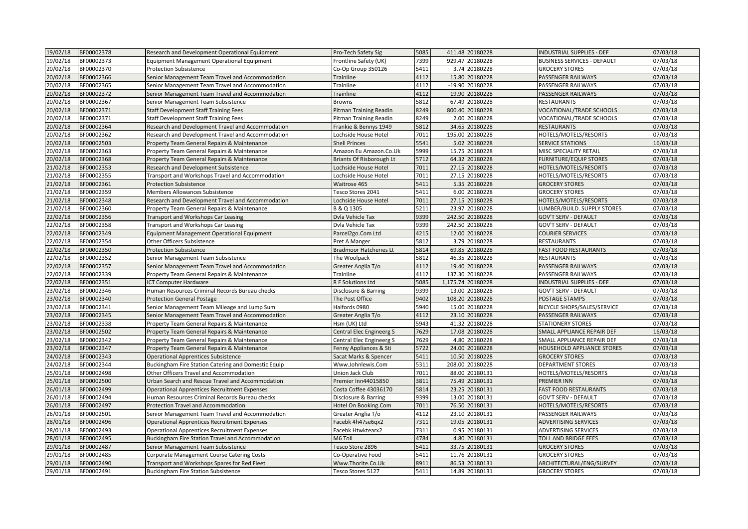| | | | | | | | | |
|---|---|---|---|---|---|---|---|---|
| 19/02/18 | BF00002378 | Research and Development Operational Equipment | Pro-Tech Safety Sig | 5085 | 411.48 | 20180228 | INDUSTRIAL SUPPLIES - DEF | 07/03/18 |
| 19/02/18 | BF00002373 | Equipment Management Operational Equipment | Frontline Safety (UK) | 7399 | 929.47 | 20180228 | BUSINESS SERVICES - DEFAULT | 07/03/18 |
| 20/02/18 | BF00002370 | Protection Subsistence | Co-Op Group 350126 | 5411 | 3.74 | 20180228 | GROCERY STORES | 07/03/18 |
| 20/02/18 | BF00002366 | Senior Management Team Travel and Accommodation | Trainline | 4112 | 15.80 | 20180228 | PASSENGER RAILWAYS | 07/03/18 |
| 20/02/18 | BF00002365 | Senior Management Team Travel and Accommodation | Trainline | 4112 | -19.90 | 20180228 | PASSENGER RAILWAYS | 07/03/18 |
| 20/02/18 | BF00002372 | Senior Management Team Travel and Accommodation | Trainline | 4112 | 19.90 | 20180228 | PASSENGER RAILWAYS | 07/03/18 |
| 20/02/18 | BF00002367 | Senior Management Team Subsistence | Browns | 5812 | 67.49 | 20180228 | RESTAURANTS | 07/03/18 |
| 20/02/18 | BF00002371 | Staff Development Staff Training Fees | Pitman Training Readin | 8249 | 800.40 | 20180228 | VOCATIONAL/TRADE SCHOOLS | 07/03/18 |
| 20/02/18 | BF00002371 | Staff Development Staff Training Fees | Pitman Training Readin | 8249 | 2.00 | 20180228 | VOCATIONAL/TRADE SCHOOLS | 07/03/18 |
| 20/02/18 | BF00002364 | Research and Development Travel and Accommodation | Frankie & Bennys 1949 | 5812 | 34.65 | 20180228 | RESTAURANTS | 07/03/18 |
| 20/02/18 | BF00002362 | Research and Development Travel and Accommodation | Lochside House Hotel | 7011 | 195.00 | 20180228 | HOTELS/MOTELS/RESORTS | 07/03/18 |
| 20/02/18 | BF00002503 | Property Team General Repairs & Maintenance | Shell Princes | 5541 | 5.02 | 20180228 | SERVICE STATIONS | 16/03/18 |
| 20/02/18 | BF00002363 | Property Team General Repairs & Maintenance | Amazon Eu Amazon.Co.Uk | 5999 | 15.75 | 20180228 | MISC SPECIALITY RETAIL | 07/03/18 |
| 20/02/18 | BF00002368 | Property Team General Repairs & Maintenance | Briants Of Risborough Lt | 5712 | 64.32 | 20180228 | FURNITURE/EQUIP STORES | 07/03/18 |
| 21/02/18 | BF00002353 | Research and Development Subsistence | Lochside House Hotel | 7011 | 27.15 | 20180228 | HOTELS/MOTELS/RESORTS | 07/03/18 |
| 21/02/18 | BF00002355 | Transport and Workshops Travel and Accommodation | Lochside House Hotel | 7011 | 27.15 | 20180228 | HOTELS/MOTELS/RESORTS | 07/03/18 |
| 21/02/18 | BF00002361 | Protection Subsistence | Waitrose 465 | 5411 | 5.35 | 20180228 | GROCERY STORES | 07/03/18 |
| 21/02/18 | BF00002359 | Members Allowances Subsistence | Tesco Stores 2041 | 5411 | 6.00 | 20180228 | GROCERY STORES | 07/03/18 |
| 21/02/18 | BF00002348 | Research and Development Travel and Accommodation | Lochside House Hotel | 7011 | 27.15 | 20180228 | HOTELS/MOTELS/RESORTS | 07/03/18 |
| 21/02/18 | BF00002360 | Property Team General Repairs & Maintenance | B & Q 1305 | 5211 | 23.97 | 20180228 | LUMBER/BUILD. SUPPLY STORES | 07/03/18 |
| 22/02/18 | BF00002356 | Transport and Workshops Car Leasing | Dvla Vehicle Tax | 9399 | 242.50 | 20180228 | GOV'T SERV - DEFAULT | 07/03/18 |
| 22/02/18 | BF00002358 | Transport and Workshops Car Leasing | Dvla Vehicle Tax | 9399 | 242.50 | 20180228 | GOV'T SERV - DEFAULT | 07/03/18 |
| 22/02/18 | BF00002349 | Equipment Management Operational Equipment | Parcel2go.Com Ltd | 4215 | 12.00 | 20180228 | COURIER SERVICES | 07/03/18 |
| 22/02/18 | BF00002354 | Other Officers Subsistence | Pret A Manger | 5812 | 3.79 | 20180228 | RESTAURANTS | 07/03/18 |
| 22/02/18 | BF00002350 | Protection Subsistence | Bradmoor Hatcheries Lt | 5814 | 69.85 | 20180228 | FAST FOOD RESTAURANTS | 07/03/18 |
| 22/02/18 | BF00002352 | Senior Management Team Subsistence | The Woolpack | 5812 | 46.35 | 20180228 | RESTAURANTS | 07/03/18 |
| 22/02/18 | BF00002357 | Senior Management Team Travel and Accommodation | Greater Anglia T/o | 4112 | 19.40 | 20180228 | PASSENGER RAILWAYS | 07/03/18 |
| 22/02/18 | BF00002339 | Property Team General Repairs & Maintenance | Trainline | 4112 | 137.30 | 20180228 | PASSENGER RAILWAYS | 07/03/18 |
| 22/02/18 | BF00002351 | ICT Computer Hardware | R F Solutions Ltd | 5085 | 1,175.74 | 20180228 | INDUSTRIAL SUPPLIES - DEF | 07/03/18 |
| 23/02/18 | BF00002346 | Human Resources Criminal Records Bureau checks | Disclosure & Barring | 9399 | 13.00 | 20180228 | GOV'T SERV - DEFAULT | 07/03/18 |
| 23/02/18 | BF00002340 | Protection General Postage | The Post Office | 9402 | 108.20 | 20180228 | POSTAGE STAMPS | 07/03/18 |
| 23/02/18 | BF00002341 | Senior Management Team Mileage and Lump Sum | Halfords 0980 | 5940 | 15.00 | 20180228 | BICYCLE SHOPS/SALES/SERVICE | 07/03/18 |
| 23/02/18 | BF00002345 | Senior Management Team Travel and Accommodation | Greater Anglia T/o | 4112 | 23.10 | 20180228 | PASSENGER RAILWAYS | 07/03/18 |
| 23/02/18 | BF00002338 | Property Team General Repairs & Maintenance | Hsm (UK) Ltd | 5943 | 41.32 | 20180228 | STATIONERY STORES | 07/03/18 |
| 23/02/18 | BF00002502 | Property Team General Repairs & Maintenance | Central Elec Engineerg S | 7629 | 17.08 | 20180228 | SMALL APPLIANCE REPAIR DEF | 16/03/18 |
| 23/02/18 | BF00002342 | Property Team General Repairs & Maintenance | Central Elec Engineerg S | 7629 | 4.80 | 20180228 | SMALL APPLIANCE REPAIR DEF | 07/03/18 |
| 23/02/18 | BF00002347 | Property Team General Repairs & Maintenance | Fenny Appliances & Sti | 5722 | 24.00 | 20180228 | HOUSEHOLD APPLIANCE STORES | 07/03/18 |
| 24/02/18 | BF00002343 | Operational Apprentices Subsistence | Sacat Marks & Spencer | 5411 | 10.50 | 20180228 | GROCERY STORES | 07/03/18 |
| 24/02/18 | BF00002344 | Buckingham Fire Station Catering and Domestic Equip | Www.Johnlewis.Com | 5311 | 208.00 | 20180228 | DEPARTMENT STORES | 07/03/18 |
| 25/01/18 | BF00002498 | Other Officers Travel and Accommodation | Union Jack Club | 7011 | 88.00 | 20180131 | HOTELS/MOTELS/RESORTS | 07/03/18 |
| 25/01/18 | BF00002500 | Urban Search and Rescue Travel and Accommodation | Premier Inn44015850 | 3811 | 75.49 | 20180131 | PREMIER INN | 07/03/18 |
| 26/01/18 | BF00002499 | Operational Apprentices Recruitment Expenses | Costa Coffee 43036170 | 5814 | 23.25 | 20180131 | FAST FOOD RESTAURANTS | 07/03/18 |
| 26/01/18 | BF00002494 | Human Resources Criminal Records Bureau checks | Disclosure & Barring | 9399 | 13.00 | 20180131 | GOV'T SERV - DEFAULT | 07/03/18 |
| 26/01/18 | BF00002497 | Protection Travel and Accommodation | Hotel On Booking.Com | 7011 | 76.50 | 20180131 | HOTELS/MOTELS/RESORTS | 07/03/18 |
| 26/01/18 | BF00002501 | Senior Management Team Travel and Accommodation | Greater Anglia T/o | 4112 | 23.10 | 20180131 | PASSENGER RAILWAYS | 07/03/18 |
| 28/01/18 | BF00002496 | Operational Apprentices Recruitment Expenses | Facebk 4h47se6qx2 | 7311 | 19.05 | 20180131 | ADVERTISING SERVICES | 07/03/18 |
| 28/01/18 | BF00002493 | Operational Apprentices Recruitment Expenses | Facebk Htwktearx2 | 7311 | 0.95 | 20180131 | ADVERTISING SERVICES | 07/03/18 |
| 28/01/18 | BF00002495 | Buckingham Fire Station Travel and Accommodation | M6 Toll | 4784 | 4.80 | 20180131 | TOLL AND BRIDGE FEES | 07/03/18 |
| 29/01/18 | BF00002487 | Senior Management Team Subsistence | Tesco Store 2896 | 5411 | 33.75 | 20180131 | GROCERY STORES | 07/03/18 |
| 29/01/18 | BF00002485 | Corporate Management Course Catering Costs | Co-Operative Food | 5411 | 11.76 | 20180131 | GROCERY STORES | 07/03/18 |
| 29/01/18 | BF00002490 | Transport and Workshops Spares for Red Fleet | Www.Thorite.Co.Uk | 8911 | 86.53 | 20180131 | ARCHITECTURAL/ENG/SURVEY | 07/03/18 |
| 29/01/18 | BF00002491 | Buckingham Fire Station Subsistence | Tesco Stores 5127 | 5411 | 14.89 | 20180131 | GROCERY STORES | 07/03/18 |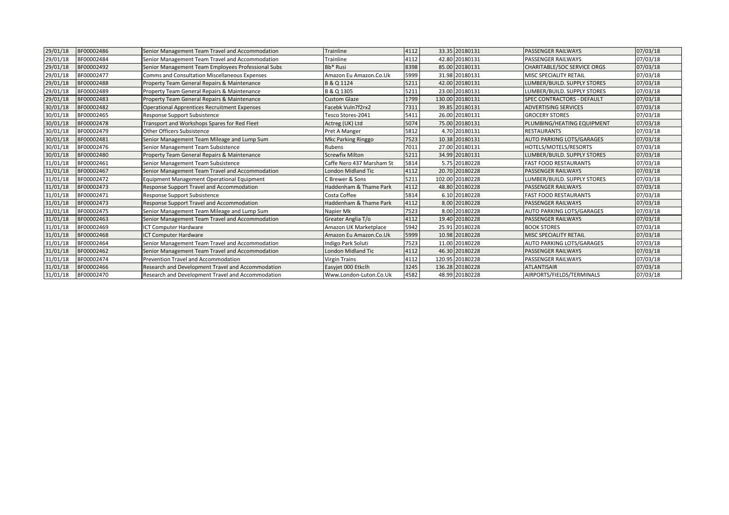| | | | | | | | | |
|---|---|---|---|---|---|---|---|---|
| 29/01/18 | BF00002486 | Senior Management Team Travel and Accommodation | Trainline | 4112 | 33.35 | 20180131 | PASSENGER RAILWAYS | 07/03/18 |
| 29/01/18 | BF00002484 | Senior Management Team Travel and Accommodation | Trainline | 4112 | 42.80 | 20180131 | PASSENGER RAILWAYS | 07/03/18 |
| 29/01/18 | BF00002492 | Senior Management Team Employees Professional Subs | Bb* Rusi | 8398 | 85.00 | 20180131 | CHARITABLE/SOC SERVICE ORGS | 07/03/18 |
| 29/01/18 | BF00002477 | Comms and Consultation Miscellaneous Expenses | Amazon Eu Amazon.Co.Uk | 5999 | 31.98 | 20180131 | MISC SPECIALITY RETAIL | 07/03/18 |
| 29/01/18 | BF00002488 | Property Team General Repairs & Maintenance | B & Q 1124 | 5211 | 42.00 | 20180131 | LUMBER/BUILD. SUPPLY STORES | 07/03/18 |
| 29/01/18 | BF00002489 | Property Team General Repairs & Maintenance | B & Q 1305 | 5211 | 23.00 | 20180131 | LUMBER/BUILD. SUPPLY STORES | 07/03/18 |
| 29/01/18 | BF00002483 | Property Team General Repairs & Maintenance | Custom Glaze | 1799 | 130.00 | 20180131 | SPEC CONTRACTORS - DEFAULT | 07/03/18 |
| 30/01/18 | BF00002482 | Operational Apprentices Recruitment Expenses | Facebk Vuln7f2rx2 | 7311 | 39.85 | 20180131 | ADVERTISING SERVICES | 07/03/18 |
| 30/01/18 | BF00002465 | Response Support Subsistence | Tesco Stores-2041 | 5411 | 26.00 | 20180131 | GROCERY STORES | 07/03/18 |
| 30/01/18 | BF00002478 | Transport and Workshops Spares for Red Fleet | Actreg (UK) Ltd | 5074 | 75.00 | 20180131 | PLUMBING/HEATING EQUIPMENT | 07/03/18 |
| 30/01/18 | BF00002479 | Other Officers Subsistence | Pret A Manger | 5812 | 4.70 | 20180131 | RESTAURANTS | 07/03/18 |
| 30/01/18 | BF00002481 | Senior Management Team Mileage and Lump Sum | Mkc Parking Ringgo | 7523 | 10.38 | 20180131 | AUTO PARKING LOTS/GARAGES | 07/03/18 |
| 30/01/18 | BF00002476 | Senior Management Team Subsistence | Rubens | 7011 | 27.00 | 20180131 | HOTELS/MOTELS/RESORTS | 07/03/18 |
| 30/01/18 | BF00002480 | Property Team General Repairs & Maintenance | Screwfix Milton | 5211 | 34.99 | 20180131 | LUMBER/BUILD. SUPPLY STORES | 07/03/18 |
| 31/01/18 | BF00002461 | Senior Management Team Subsistence | Caffe Nero 437 Marsham St | 5814 | 5.75 | 20180228 | FAST FOOD RESTAURANTS | 07/03/18 |
| 31/01/18 | BF00002467 | Senior Management Team Travel and Accommodation | London Midland Tic | 4112 | 20.70 | 20180228 | PASSENGER RAILWAYS | 07/03/18 |
| 31/01/18 | BF00002472 | Equipment Management Operational Equipment | C Brewer & Sons | 5211 | 102.00 | 20180228 | LUMBER/BUILD. SUPPLY STORES | 07/03/18 |
| 31/01/18 | BF00002473 | Response Support Travel and Accommodation | Haddenham & Thame Park | 4112 | 48.80 | 20180228 | PASSENGER RAILWAYS | 07/03/18 |
| 31/01/18 | BF00002471 | Response Support Subsistence | Costa Coffee | 5814 | 6.10 | 20180228 | FAST FOOD RESTAURANTS | 07/03/18 |
| 31/01/18 | BF00002473 | Response Support Travel and Accommodation | Haddenham & Thame Park | 4112 | 8.00 | 20180228 | PASSENGER RAILWAYS | 07/03/18 |
| 31/01/18 | BF00002475 | Senior Management Team Mileage and Lump Sum | Napier Mk | 7523 | 8.00 | 20180228 | AUTO PARKING LOTS/GARAGES | 07/03/18 |
| 31/01/18 | BF00002463 | Senior Management Team Travel and Accommodation | Greater Anglia T/o | 4112 | 19.40 | 20180228 | PASSENGER RAILWAYS | 07/03/18 |
| 31/01/18 | BF00002469 | ICT Computer Hardware | Amazon UK Marketplace | 5942 | 25.91 | 20180228 | BOOK STORES | 07/03/18 |
| 31/01/18 | BF00002468 | ICT Computer Hardware | Amazon Eu Amazon.Co.Uk | 5999 | 10.98 | 20180228 | MISC SPECIALITY RETAIL | 07/03/18 |
| 31/01/18 | BF00002464 | Senior Management Team Travel and Accommodation | Indigo Park Soluti | 7523 | 11.00 | 20180228 | AUTO PARKING LOTS/GARAGES | 07/03/18 |
| 31/01/18 | BF00002462 | Senior Management Team Travel and Accommodation | London Midland Tic | 4112 | 46.30 | 20180228 | PASSENGER RAILWAYS | 07/03/18 |
| 31/01/18 | BF00002474 | Prevention Travel and Accommodation | Virgin Trains | 4112 | 120.95 | 20180228 | PASSENGER RAILWAYS | 07/03/18 |
| 31/01/18 | BF00002466 | Research and Development Travel and Accommodation | Easyjet 000 Etkclh | 3245 | 136.28 | 20180228 | ATLANTISAIR | 07/03/18 |
| 31/01/18 | BF00002470 | Research and Development Travel and Accommodation | Www.London-Luton.Co.Uk | 4582 | 48.99 | 20180228 | AIRPORTS/FIELDS/TERMINALS | 07/03/18 |